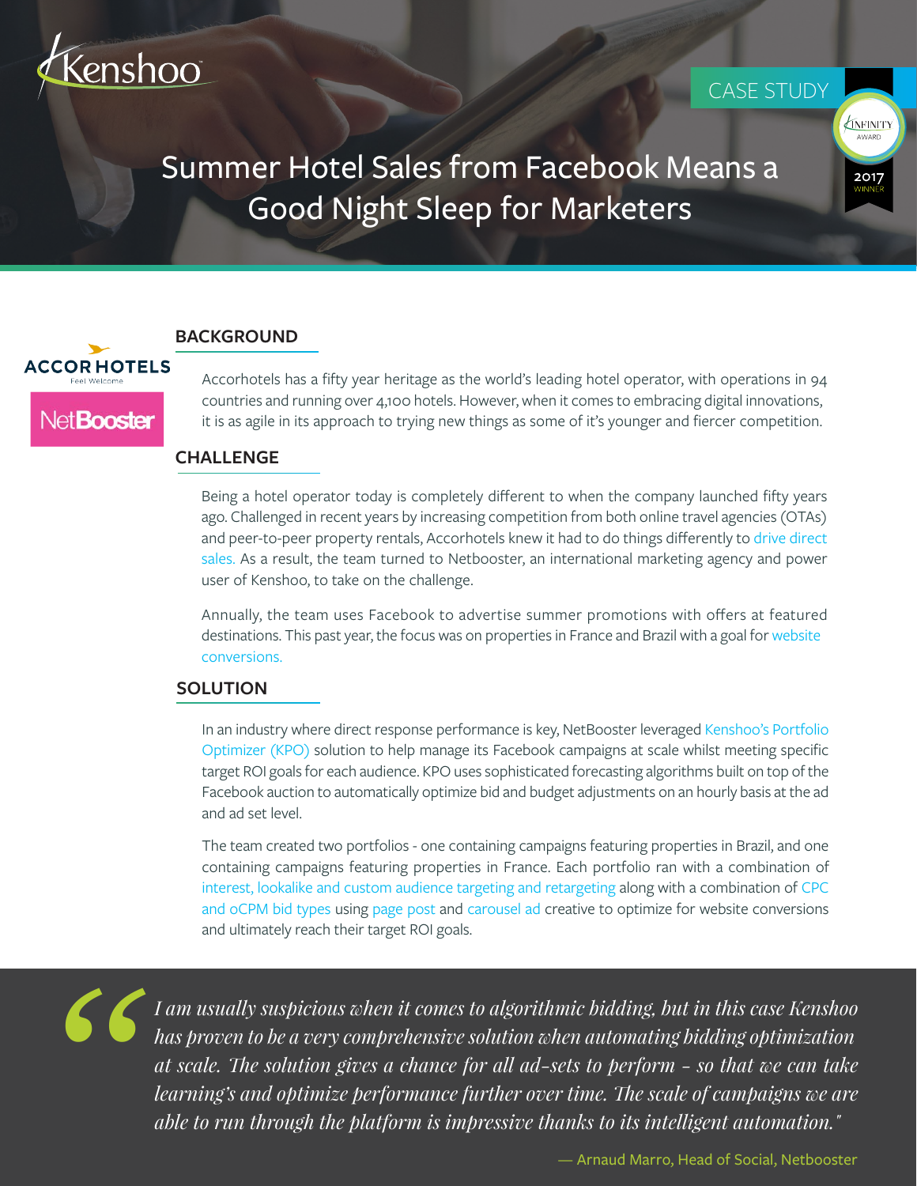Kenshoo

CASE STUDY

INFINITY AWARD 2017 WINNER

# Summer Hotel Sales from Facebook Means a Good Night Sleep for Marketers

ACCORHOTELS Feel Welcome

NetBooster

## BACKGROUND

Accorhotels has a fifty year heritage as the world's leading hotel operator, with operations in 94 countries and running over 4,100 hotels. However, when it comes to embracing digital innovations, it is as agile in its approach to trying new things as some of it's younger and fiercer competition.

## CHALLENGE

Being a hotel operator today is completely different to when the company launched fifty years ago. Challenged in recent years by increasing competition from both online travel agencies (OTAs) and peer-to-peer property rentals, Accorhotels knew it had to do things differently to drive direct sales. As a result, the team turned to Netbooster, an international marketing agency and power user of Kenshoo, to take on the challenge.

Annually, the team uses Facebook to advertise summer promotions with offers at featured destinations. This past year, the focus was on properties in France and Brazil with a goal for website conversions.

## SOLUTION

In an industry where direct response performance is key, NetBooster leveraged Kenshoo's Portfolio Optimizer (KPO) solution to help manage its Facebook campaigns at scale whilst meeting specific target ROI goals for each audience. KPO uses sophisticated forecasting algorithms built on top of the Facebook auction to automatically optimize bid and budget adjustments on an hourly basis at the ad and ad set level.

The team created two portfolios - one containing campaigns featuring properties in Brazil, and one containing campaigns featuring properties in France. Each portfolio ran with a combination of interest, lookalike and custom audience targeting and retargeting along with a combination of CPC and oCPM bid types using page post and carousel ad creative to optimize for website conversions and ultimately reach their target ROI goals.

> *"I am usually suspicious when it comes to algorithmic bidding, but in this case Kenshoo has proven to be a very comprehensive solution when automating bidding optimization at scale. The solution gives a chance for all ad-sets to perform - so that we can take learning's and optimize performance further over time. The scale of campaigns we are able to run through the platform is impressive thanks to its intelligent automation."*
>
> — Arnaud Marro, Head of Social, Netbooster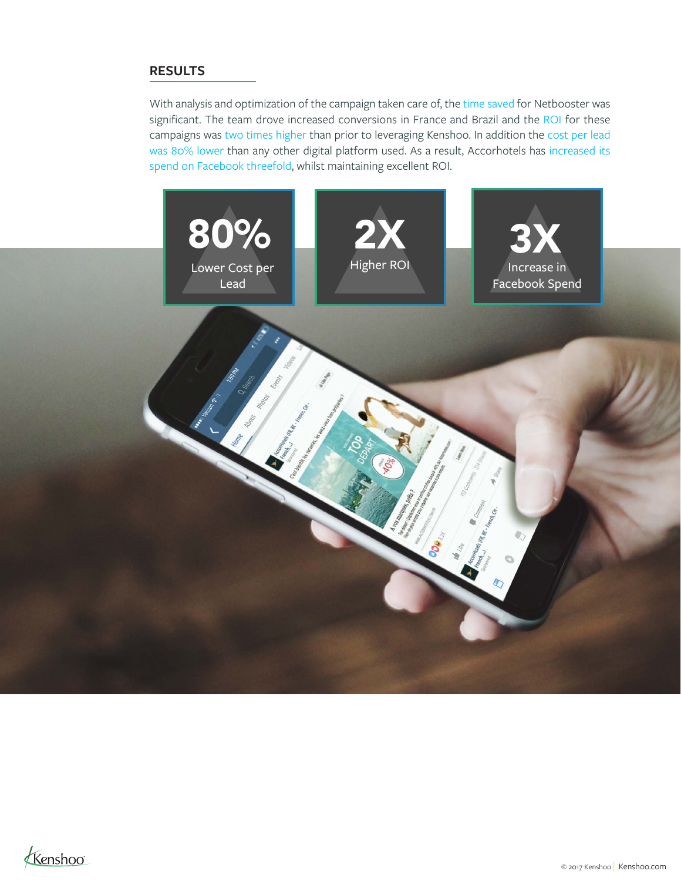## RESULTS

With analysis and optimization of the campaign taken care of, the time saved for Netbooster was significant. The team drove increased conversions in France and Brazil and the ROI for these campaigns was two times higher than prior to leveraging Kenshoo. In addition the cost per lead was 80% lower than any other digital platform used. As a result, Accorhotels has increased its spend on Facebook threefold, whilst maintaining excellent ROI.

**80%**
Lower Cost per Lead

**2X**
Higher ROI

**3X**
Increase in Facebook Spend